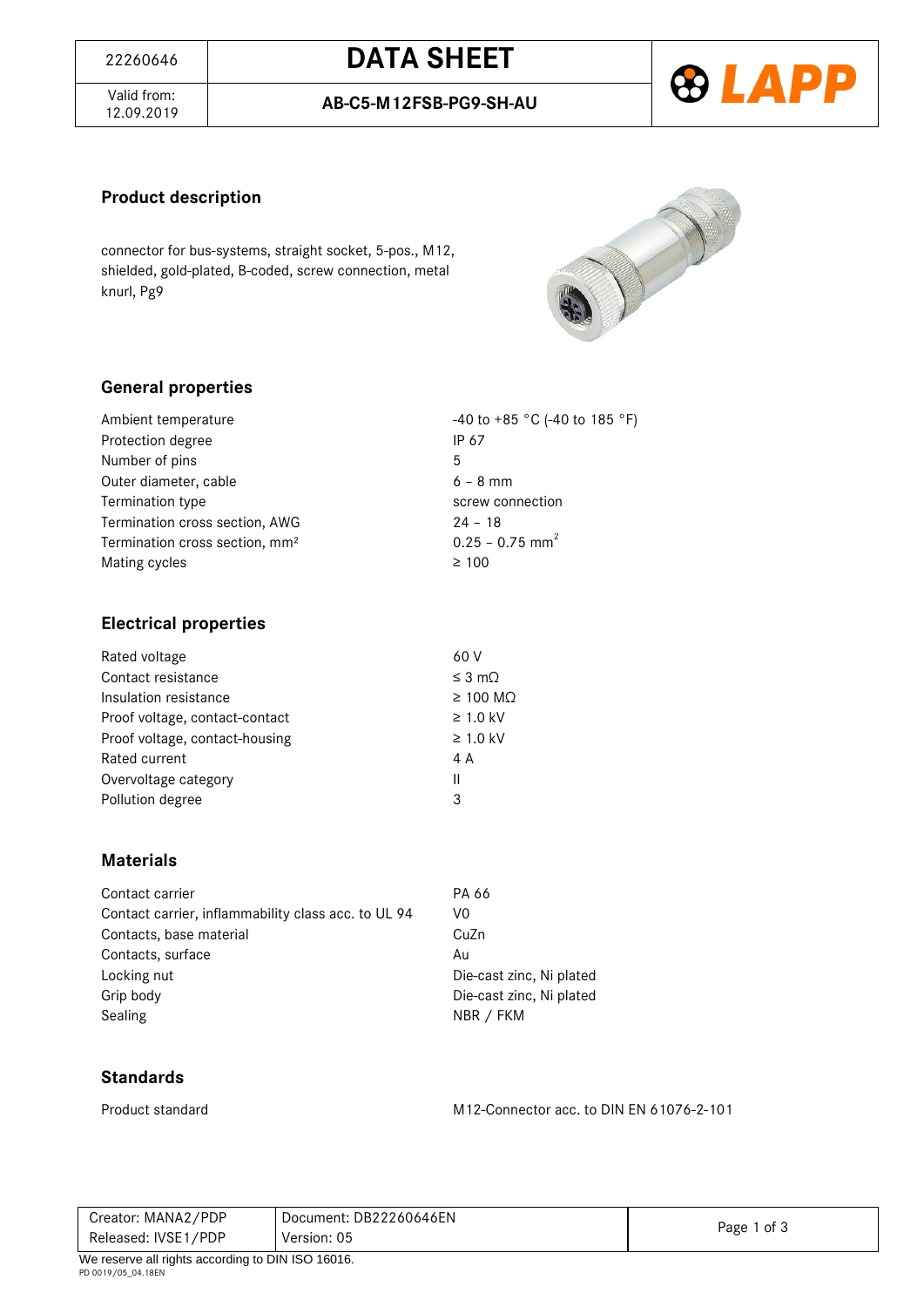| 22260646 | **DATA SHEET** |
| --- | --- |
| Valid from: 12.09.2019 | **AB-C5-M12FSB-PG9-SH-AU** |

## Product description

connector for bus-systems, straight socket, 5-pos., M12, shielded, gold-plated, B-coded, screw connection, metal knurl, Pg9

## General properties

| | |
| --- | --- |
| Ambient temperature | -40 to +85 °C (-40 to 185 °F) |
| Protection degree | IP 67 |
| Number of pins | 5 |
| Outer diameter, cable | 6 – 8 mm |
| Termination type | screw connection |
| Termination cross section, AWG | 24 – 18 |
| Termination cross section, mm² | 0.25 – 0.75 mm² |
| Mating cycles | ≥ 100 |

## Electrical properties

| | |
| --- | --- |
| Rated voltage | 60 V |
| Contact resistance | ≤ 3 mΩ |
| Insulation resistance | ≥ 100 MΩ |
| Proof voltage, contact-contact | ≥ 1.0 kV |
| Proof voltage, contact-housing | ≥ 1.0 kV |
| Rated current | 4 A |
| Overvoltage category | II |
| Pollution degree | 3 |

## Materials

| | |
| --- | --- |
| Contact carrier | PA 66 |
| Contact carrier, inflammability class acc. to UL 94 | V0 |
| Contacts, base material | CuZn |
| Contacts, surface | Au |
| Locking nut | Die-cast zinc, Ni plated |
| Grip body | Die-cast zinc, Ni plated |
| Sealing | NBR / FKM |

## Standards

| | |
| --- | --- |
| Product standard | M12-Connector acc. to DIN EN 61076-2-101 |

| Creator: MANA2/PDP | Document: DB22260646EN |
| --- | --- |
| Released: IVSE1/PDP | Version: 05 |

We reserve all rights according to DIN ISO 16016.

PD 0019/05_04.18EN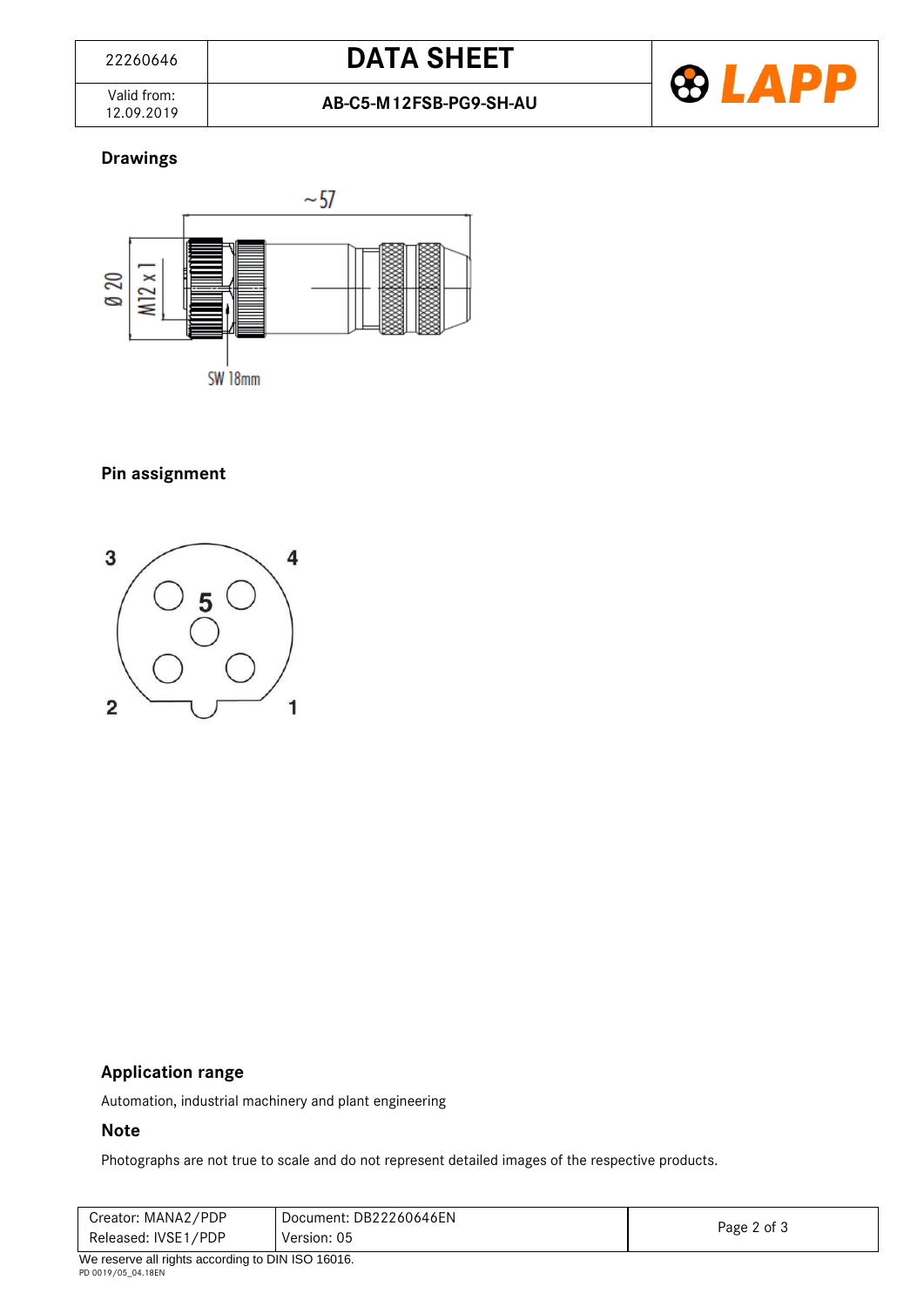## Drawings

~57

Ø 20

M12 x 1

SW 18mm

## Pin assignment

3 4 5 2 1

## Application range

Automation, industrial machinery and plant engineering

## Note

Photographs are not true to scale and do not represent detailed images of the respective products.